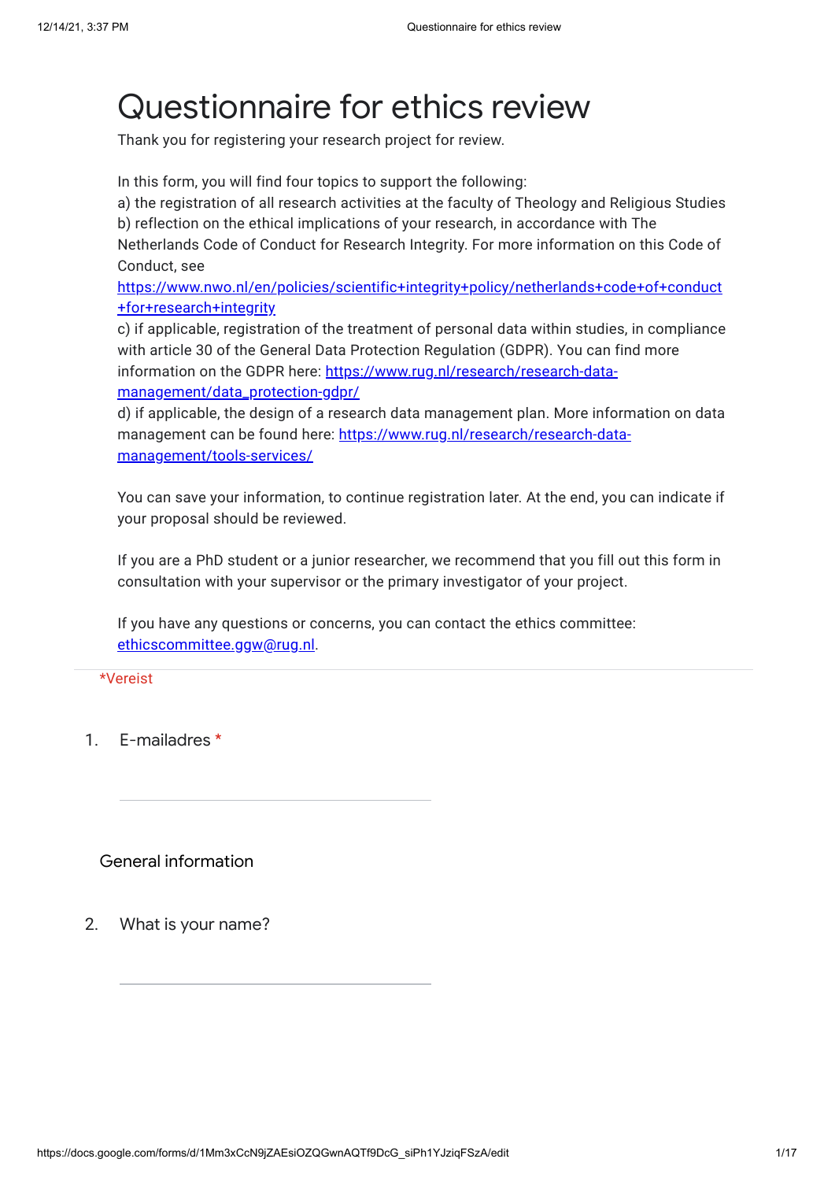# Questionnaire for ethics review

Thank you for registering your research project for review.

In this form, you will find four topics to support the following:

a) the registration of all research activities at the faculty of Theology and Religious Studies
b) reflection on the ethical implications of your research, in accordance with The Netherlands Code of Conduct for Research Integrity. For more information on this Code of Conduct, see https://www.nwo.nl/en/policies/scientific+integrity+policy/netherlands+code+of+conduct+for+research+integrity
c) if applicable, registration of the treatment of personal data within studies, in compliance with article 30 of the General Data Protection Regulation (GDPR). You can find more information on the GDPR here: https://www.rug.nl/research/research-data-management/data_protection-gdpr/
d) if applicable, the design of a research data management plan. More information on data management can be found here: https://www.rug.nl/research/research-data-management/tools-services/

You can save your information, to continue registration later. At the end, you can indicate if your proposal should be reviewed.

If you are a PhD student or a junior researcher, we recommend that you fill out this form in consultation with your supervisor or the primary investigator of your project.

If you have any questions or concerns, you can contact the ethics committee: ethicscommittee.ggw@rug.nl.

*Vereist

1. E-mailadres *

______________________________

## General information

2. What is your name?

______________________________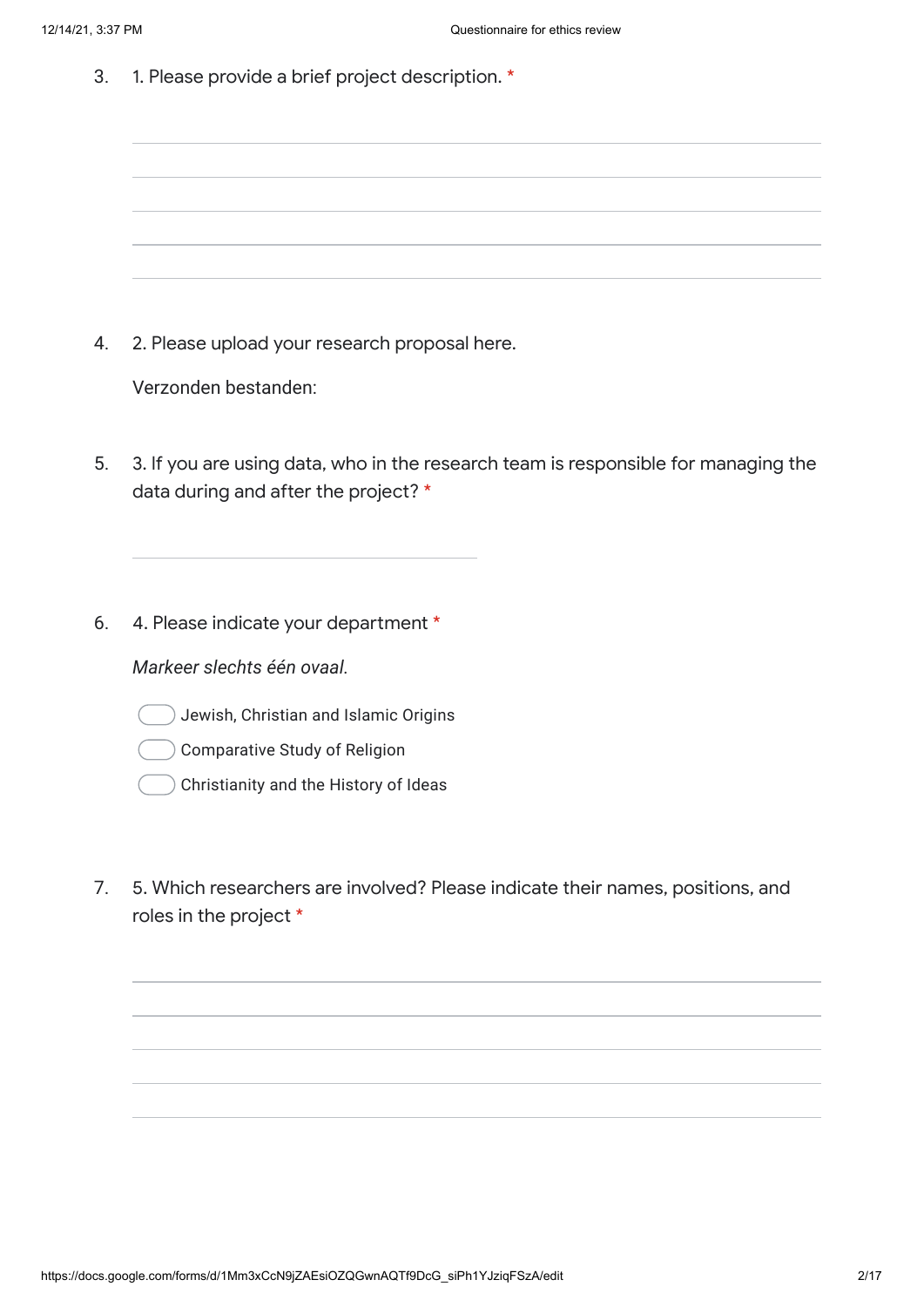3. 1. Please provide a brief project description. *

4. 2. Please upload your research proposal here.

   Verzonden bestanden:

5. 3. If you are using data, who in the research team is responsible for managing the data during and after the project? *

6. 4. Please indicate your department *

   *Markeer slechts één ovaal.*

   - Jewish, Christian and Islamic Origins
   - Comparative Study of Religion
   - Christianity and the History of Ideas

7. 5. Which researchers are involved? Please indicate their names, positions, and roles in the project *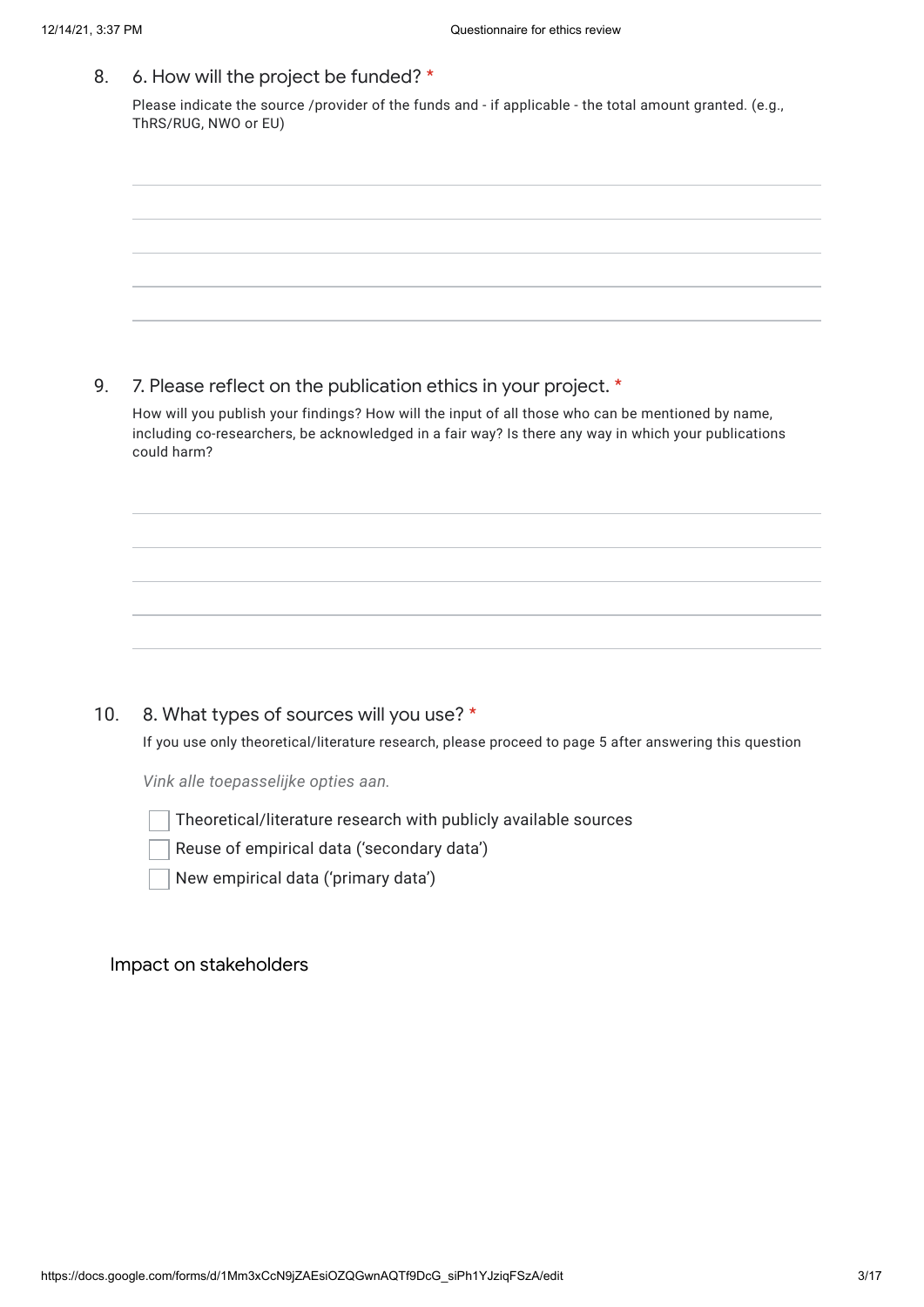8. 6. How will the project be funded? *

Please indicate the source /provider of the funds and - if applicable - the total amount granted. (e.g., ThRS/RUG, NWO or EU)

9. 7. Please reflect on the publication ethics in your project. *

How will you publish your findings? How will the input of all those who can be mentioned by name, including co-researchers, be acknowledged in a fair way? Is there any way in which your publications could harm?

10. 8. What types of sources will you use? *

If you use only theoretical/literature research, please proceed to page 5 after answering this question

*Vink alle toepasselijke opties aan.*

- [ ] Theoretical/literature research with publicly available sources
- [ ] Reuse of empirical data ('secondary data')
- [ ] New empirical data ('primary data')

## Impact on stakeholders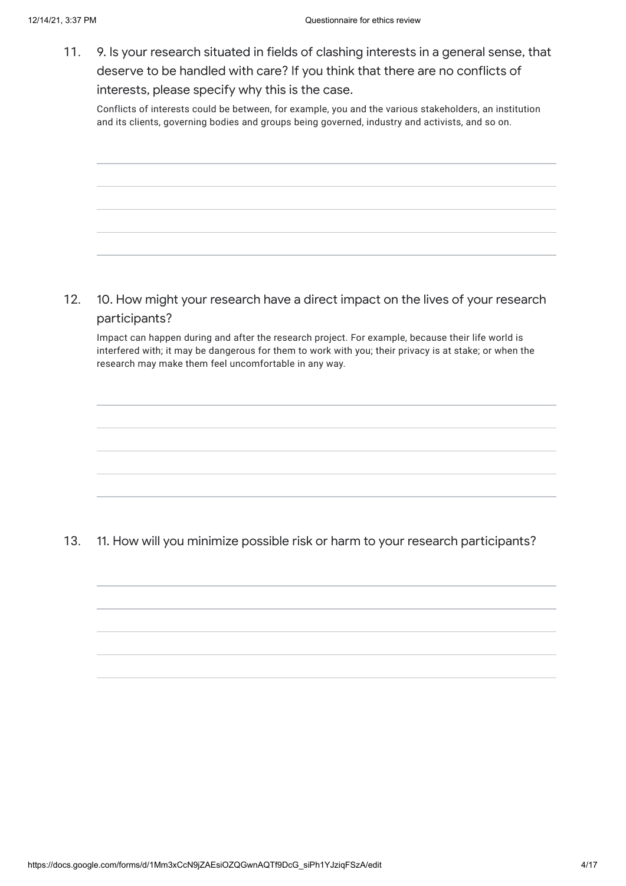11. 9. Is your research situated in fields of clashing interests in a general sense, that deserve to be handled with care? If you think that there are no conflicts of interests, please specify why this is the case.

Conflicts of interests could be between, for example, you and the various stakeholders, an institution and its clients, governing bodies and groups being governed, industry and activists, and so on.

12. 10. How might your research have a direct impact on the lives of your research participants?

Impact can happen during and after the research project. For example, because their life world is interfered with; it may be dangerous for them to work with you; their privacy is at stake; or when the research may make them feel uncomfortable in any way.

13. 11. How will you minimize possible risk or harm to your research participants?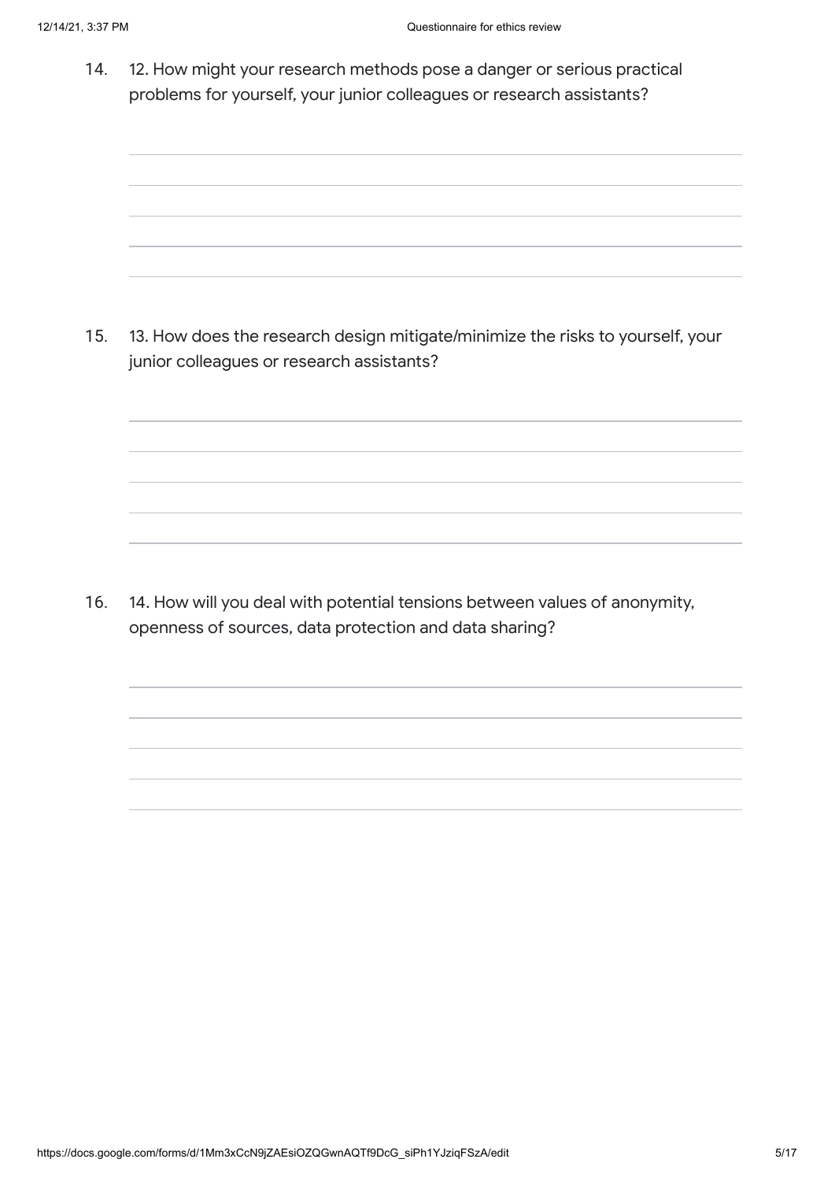14. 12. How might your research methods pose a danger or serious practical problems for yourself, your junior colleagues or research assistants?

15. 13. How does the research design mitigate/minimize the risks to yourself, your junior colleagues or research assistants?

16. 14. How will you deal with potential tensions between values of anonymity, openness of sources, data protection and data sharing?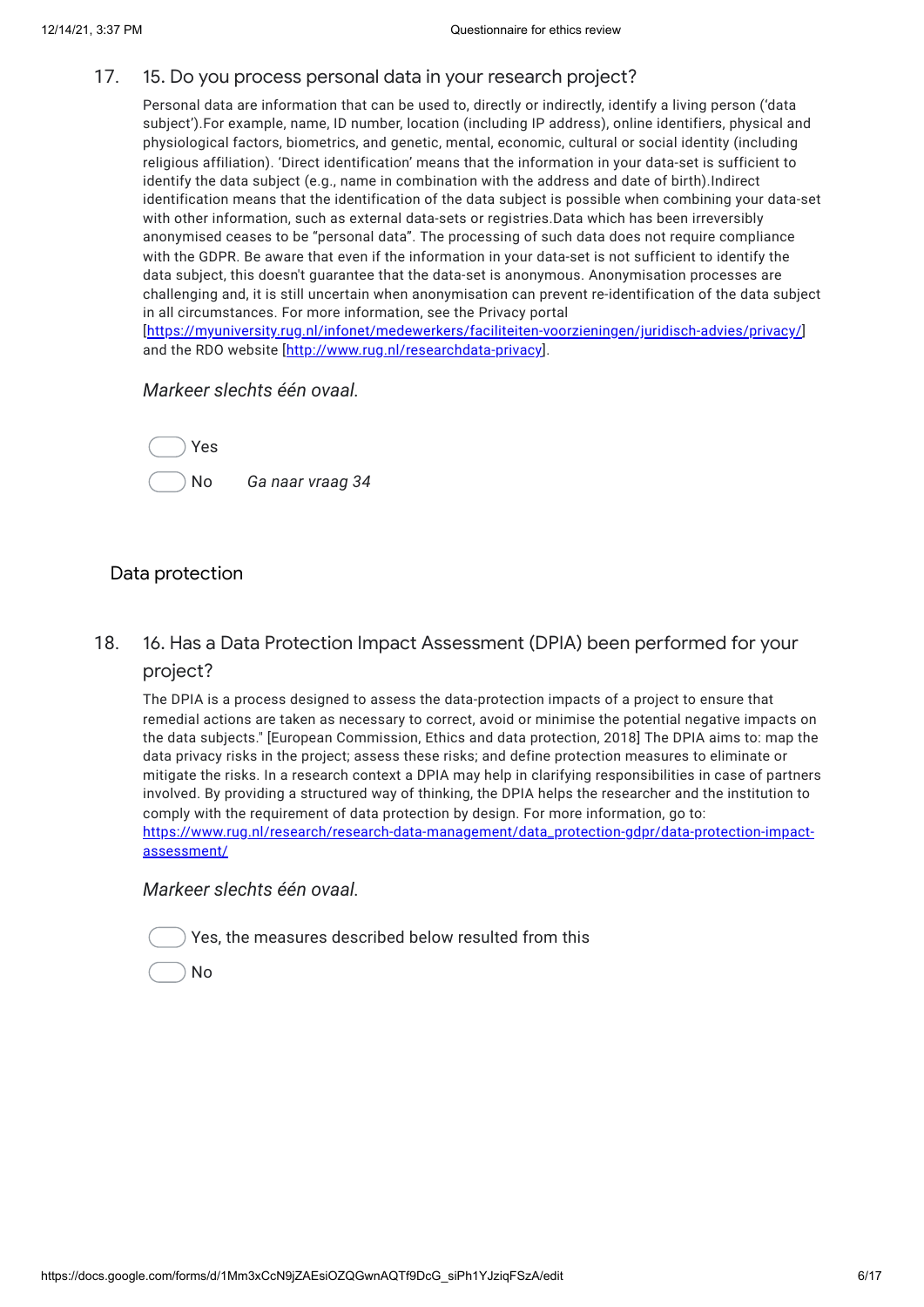17. 15. Do you process personal data in your research project?

Personal data are information that can be used to, directly or indirectly, identify a living person ('data subject').For example, name, ID number, location (including IP address), online identifiers, physical and physiological factors, biometrics, and genetic, mental, economic, cultural or social identity (including religious affiliation). 'Direct identification' means that the information in your data-set is sufficient to identify the data subject (e.g., name in combination with the address and date of birth).Indirect identification means that the identification of the data subject is possible when combining your data-set with other information, such as external data-sets or registries.Data which has been irreversibly anonymised ceases to be "personal data". The processing of such data does not require compliance with the GDPR. Be aware that even if the information in your data-set is not sufficient to identify the data subject, this doesn't guarantee that the data-set is anonymous. Anonymisation processes are challenging and, it is still uncertain when anonymisation can prevent re-identification of the data subject in all circumstances. For more information, see the Privacy portal [https://myuniversity.rug.nl/infonet/medewerkers/faciliteiten-voorzieningen/juridisch-advies/privacy/] and the RDO website [http://www.rug.nl/researchdata-privacy].

*Markeer slechts één ovaal.*

- Yes
- No *Ga naar vraag 34*

## Data protection

18. 16. Has a Data Protection Impact Assessment (DPIA) been performed for your project?

The DPIA is a process designed to assess the data-protection impacts of a project to ensure that remedial actions are taken as necessary to correct, avoid or minimise the potential negative impacts on the data subjects." [European Commission, Ethics and data protection, 2018] The DPIA aims to: map the data privacy risks in the project; assess these risks; and define protection measures to eliminate or mitigate the risks. In a research context a DPIA may help in clarifying responsibilities in case of partners involved. By providing a structured way of thinking, the DPIA helps the researcher and the institution to comply with the requirement of data protection by design. For more information, go to: https://www.rug.nl/research/research-data-management/data_protection-gdpr/data-protection-impact-assessment/

*Markeer slechts één ovaal.*

- Yes, the measures described below resulted from this
- No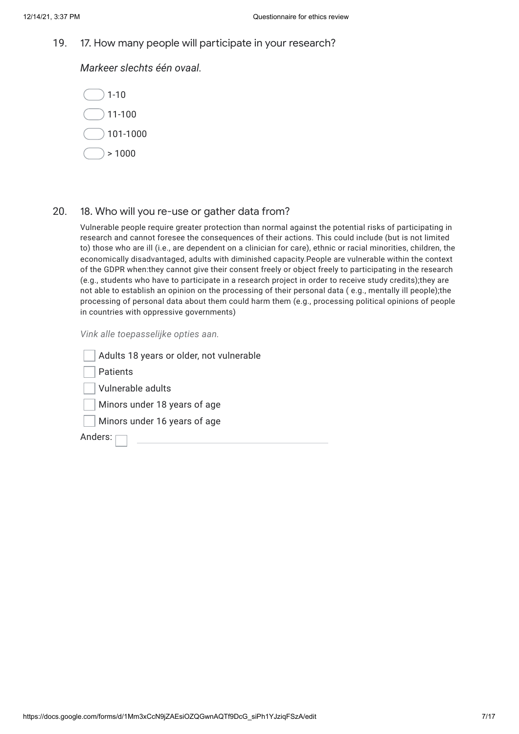19. 17. How many people will participate in your research?

*Markeer slechts één ovaal.*

- 1-10
- 11-100
- 101-1000
- > 1000

20. 18. Who will you re-use or gather data from?

Vulnerable people require greater protection than normal against the potential risks of participating in research and cannot foresee the consequences of their actions. This could include (but is not limited to) those who are ill (i.e., are dependent on a clinician for care), ethnic or racial minorities, children, the economically disadvantaged, adults with diminished capacity.People are vulnerable within the context of the GDPR when:they cannot give their consent freely or object freely to participating in the research (e.g., students who have to participate in a research project in order to receive study credits);they are not able to establish an opinion on the processing of their personal data ( e.g., mentally ill people);the processing of personal data about them could harm them (e.g., processing political opinions of people in countries with oppressive governments)

*Vink alle toepasselijke opties aan.*

- [ ] Adults 18 years or older, not vulnerable
- [ ] Patients
- [ ] Vulnerable adults
- [ ] Minors under 18 years of age
- [ ] Minors under 16 years of age
- [ ] Anders: ______________________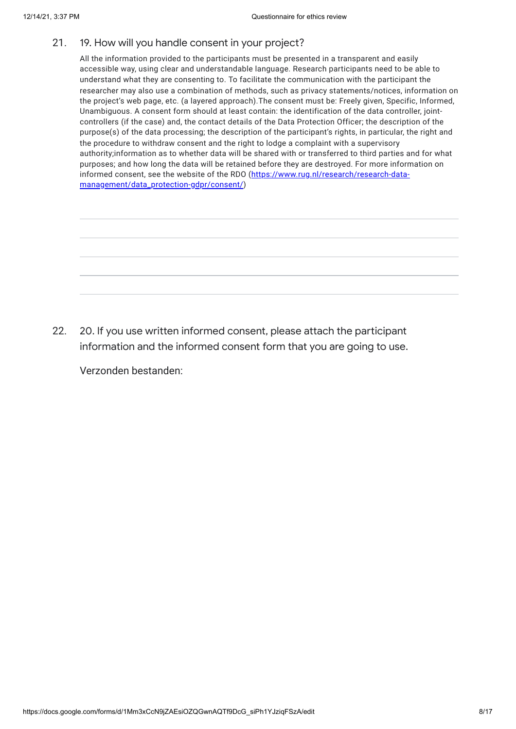21. 19. How will you handle consent in your project?

All the information provided to the participants must be presented in a transparent and easily accessible way, using clear and understandable language. Research participants need to be able to understand what they are consenting to. To facilitate the communication with the participant the researcher may also use a combination of methods, such as privacy statements/notices, information on the project's web page, etc. (a layered approach).The consent must be: Freely given, Specific, Informed, Unambiguous. A consent form should at least contain: the identification of the data controller, joint-controllers (if the case) and, the contact details of the Data Protection Officer; the description of the purpose(s) of the data processing; the description of the participant's rights, in particular, the right and the procedure to withdraw consent and the right to lodge a complaint with a supervisory authority;information as to whether data will be shared with or transferred to third parties and for what purposes; and how long the data will be retained before they are destroyed. For more information on informed consent, see the website of the RDO ([https://www.rug.nl/research/research-data-management/data_protection-gdpr/consent/](https://www.rug.nl/research/research-data-management/data_protection-gdpr/consent/))

22. 20. If you use written informed consent, please attach the participant information and the informed consent form that you are going to use.

Verzonden bestanden: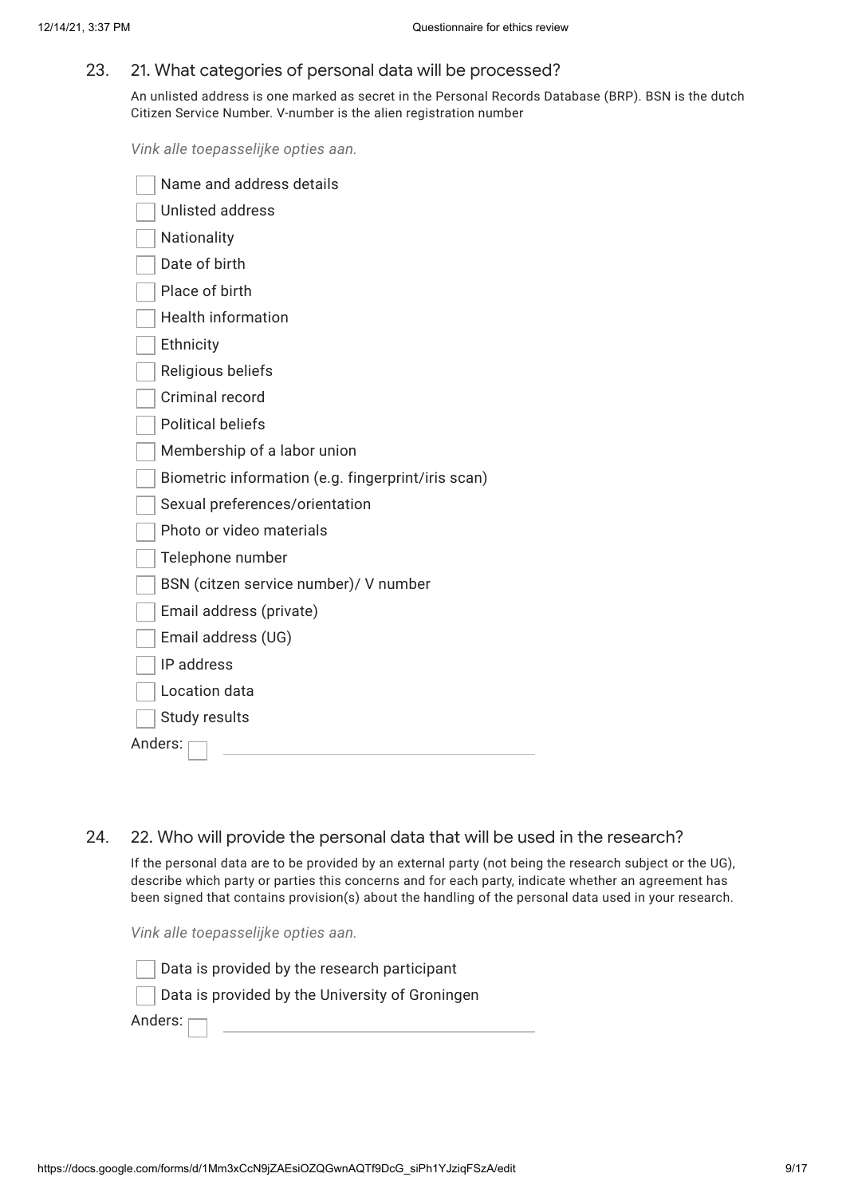23. 21. What categories of personal data will be processed?

An unlisted address is one marked as secret in the Personal Records Database (BRP). BSN is the dutch Citizen Service Number. V-number is the alien registration number

*Vink alle toepasselijke opties aan.*

- [ ] Name and address details
- [ ] Unlisted address
- [ ] Nationality
- [ ] Date of birth
- [ ] Place of birth
- [ ] Health information
- [ ] Ethnicity
- [ ] Religious beliefs
- [ ] Criminal record
- [ ] Political beliefs
- [ ] Membership of a labor union
- [ ] Biometric information (e.g. fingerprint/iris scan)
- [ ] Sexual preferences/orientation
- [ ] Photo or video materials
- [ ] Telephone number
- [ ] BSN (citzen service number)/ V number
- [ ] Email address (private)
- [ ] Email address (UG)
- [ ] IP address
- [ ] Location data
- [ ] Study results
- [ ] Anders: ____________________

24. 22. Who will provide the personal data that will be used in the research?

If the personal data are to be provided by an external party (not being the research subject or the UG), describe which party or parties this concerns and for each party, indicate whether an agreement has been signed that contains provision(s) about the handling of the personal data used in your research.

*Vink alle toepasselijke opties aan.*

- [ ] Data is provided by the research participant
- [ ] Data is provided by the University of Groningen
- [ ] Anders: ____________________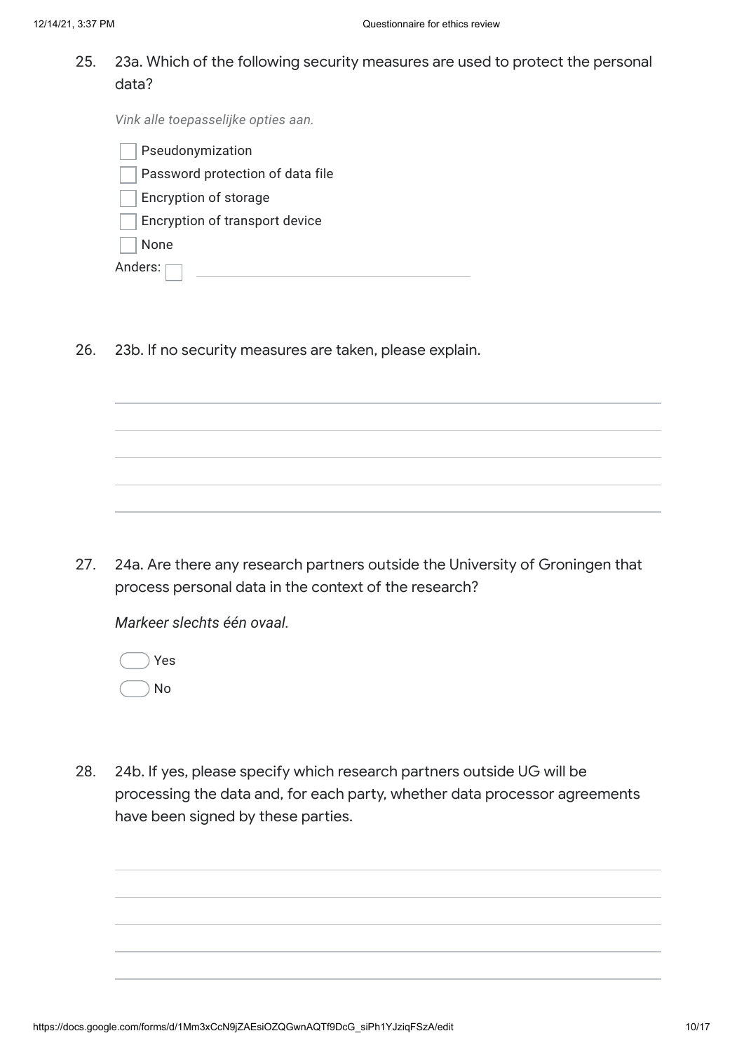25. 23a. Which of the following security measures are used to protect the personal data?

*Vink alle toepasselijke opties aan.*

- [ ] Pseudonymization
- [ ] Password protection of data file
- [ ] Encryption of storage
- [ ] Encryption of transport device
- [ ] None
- [ ] Anders: ____________________

26. 23b. If no security measures are taken, please explain.

27. 24a. Are there any research partners outside the University of Groningen that process personal data in the context of the research?

*Markeer slechts één ovaal.*

- ( ) Yes
- ( ) No

28. 24b. If yes, please specify which research partners outside UG will be processing the data and, for each party, whether data processor agreements have been signed by these parties.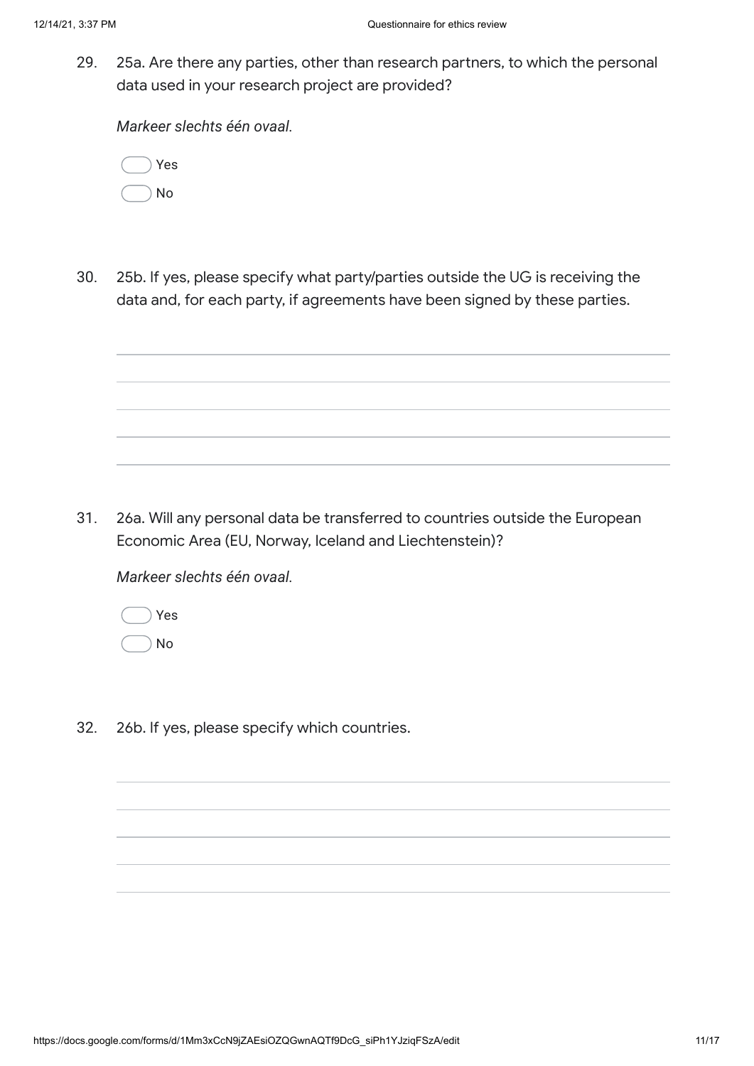29. 25a. Are there any parties, other than research partners, to which the personal data used in your research project are provided?

*Markeer slechts één ovaal.*

- Yes
- No

30. 25b. If yes, please specify what party/parties outside the UG is receiving the data and, for each party, if agreements have been signed by these parties.

31. 26a. Will any personal data be transferred to countries outside the European Economic Area (EU, Norway, Iceland and Liechtenstein)?

*Markeer slechts één ovaal.*

- Yes
- No

32. 26b. If yes, please specify which countries.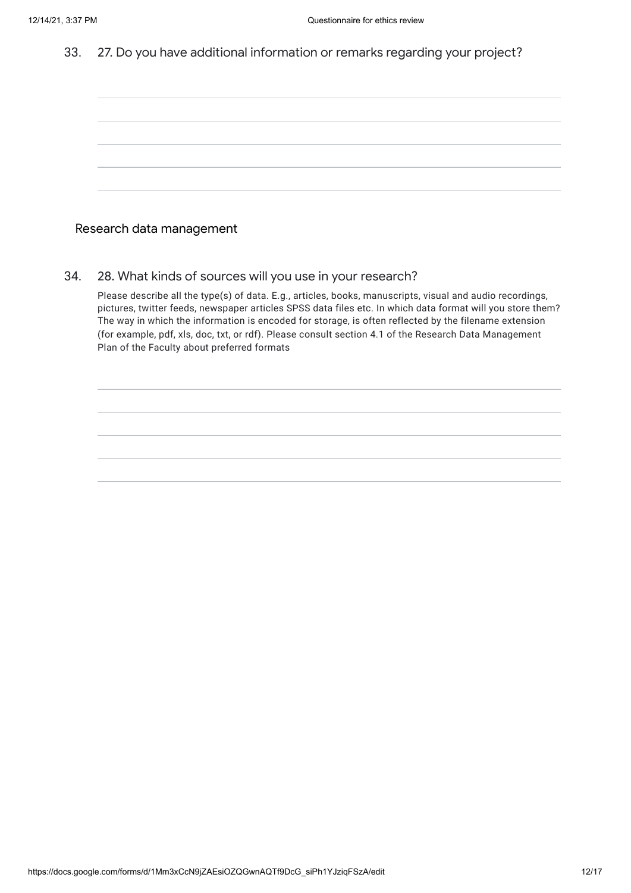33. 27. Do you have additional information or remarks regarding your project?

## Research data management

34. 28. What kinds of sources will you use in your research?

Please describe all the type(s) of data. E.g., articles, books, manuscripts, visual and audio recordings, pictures, twitter feeds, newspaper articles SPSS data files etc. In which data format will you store them? The way in which the information is encoded for storage, is often reflected by the filename extension (for example, pdf, xls, doc, txt, or rdf). Please consult section 4.1 of the Research Data Management Plan of the Faculty about preferred formats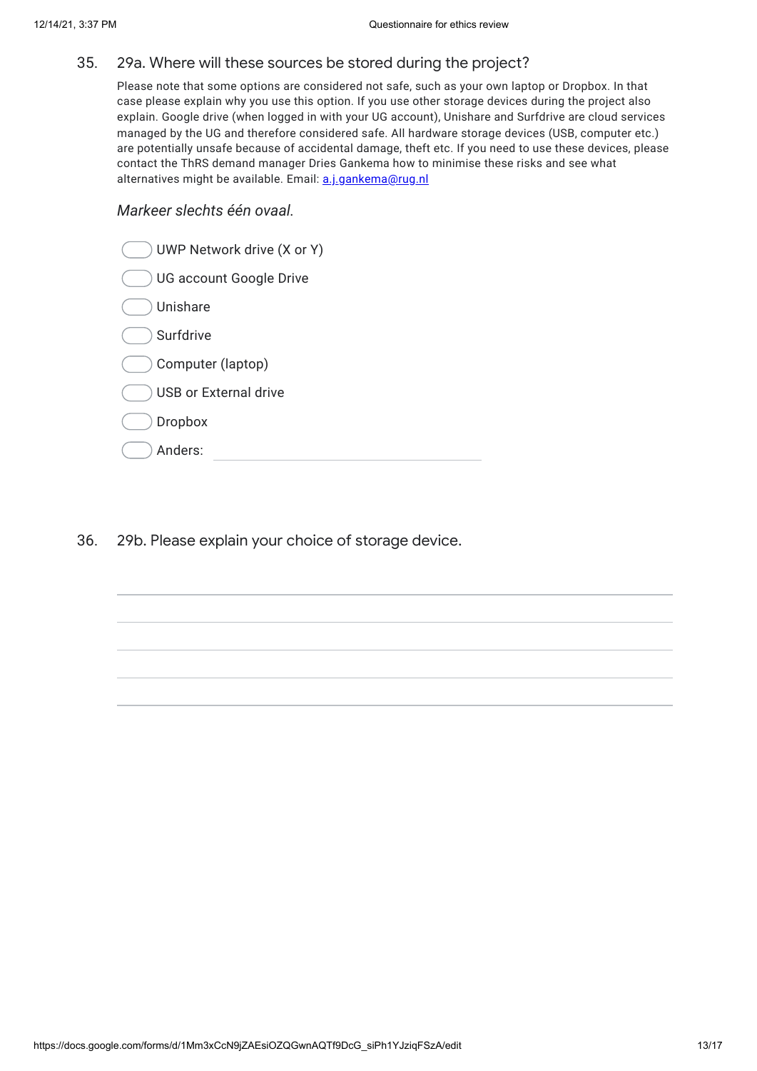35. 29a. Where will these sources be stored during the project?

Please note that some options are considered not safe, such as your own laptop or Dropbox. In that case please explain why you use this option. If you use other storage devices during the project also explain. Google drive (when logged in with your UG account), Unishare and Surfdrive are cloud services managed by the UG and therefore considered safe. All hardware storage devices (USB, computer etc.) are potentially unsafe because of accidental damage, theft etc. If you need to use these devices, please contact the ThRS demand manager Dries Gankema how to minimise these risks and see what alternatives might be available. Email: [a.j.gankema@rug.nl](mailto:a.j.gankema@rug.nl)

*Markeer slechts één ovaal.*

- ◯ UWP Network drive (X or Y)
- ◯ UG account Google Drive
- ◯ Unishare
- ◯ Surfdrive
- ◯ Computer (laptop)
- ◯ USB or External drive
- ◯ Dropbox
- ◯ Anders: ______________________

36. 29b. Please explain your choice of storage device.

______________________________________________

______________________________________________

______________________________________________

______________________________________________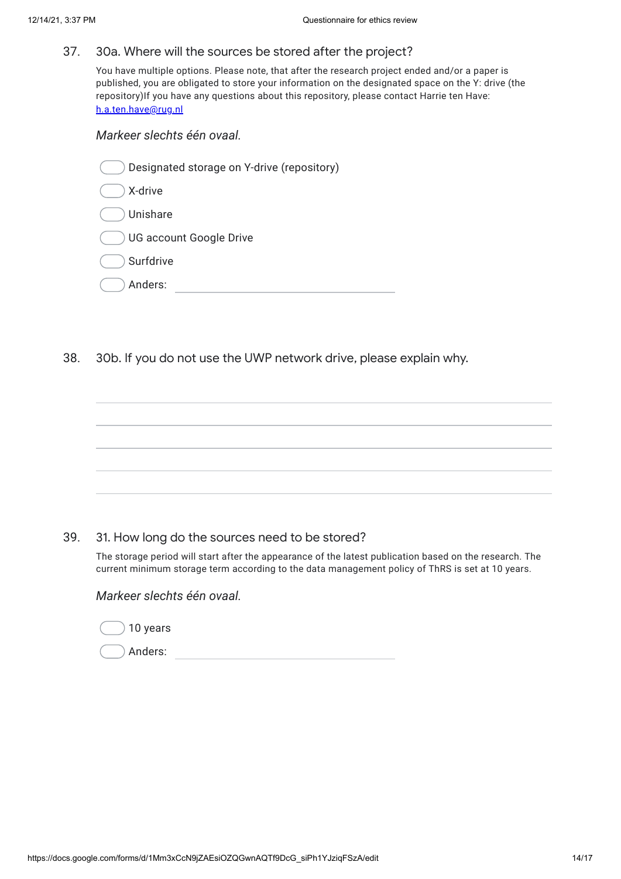37. 30a. Where will the sources be stored after the project?

You have multiple options. Please note, that after the research project ended and/or a paper is published, you are obligated to store your information on the designated space on the Y: drive (the repository)If you have any questions about this repository, please contact Harrie ten Have: h.a.ten.have@rug.nl

*Markeer slechts één ovaal.*

- ◯ Designated storage on Y-drive (repository)
- ◯ X-drive
- ◯ Unishare
- ◯ UG account Google Drive
- ◯ Surfdrive
- ◯ Anders: \_\_\_\_\_\_\_\_\_\_\_\_\_\_\_\_\_\_\_\_

38. 30b. If you do not use the UWP network drive, please explain why.

\_\_\_\_\_\_\_\_\_\_\_\_\_\_\_\_\_\_\_\_\_\_\_\_\_\_\_\_\_\_\_\_\_\_\_\_\_\_\_\_

\_\_\_\_\_\_\_\_\_\_\_\_\_\_\_\_\_\_\_\_\_\_\_\_\_\_\_\_\_\_\_\_\_\_\_\_\_\_\_\_

\_\_\_\_\_\_\_\_\_\_\_\_\_\_\_\_\_\_\_\_\_\_\_\_\_\_\_\_\_\_\_\_\_\_\_\_\_\_\_\_

\_\_\_\_\_\_\_\_\_\_\_\_\_\_\_\_\_\_\_\_\_\_\_\_\_\_\_\_\_\_\_\_\_\_\_\_\_\_\_\_

\_\_\_\_\_\_\_\_\_\_\_\_\_\_\_\_\_\_\_\_\_\_\_\_\_\_\_\_\_\_\_\_\_\_\_\_\_\_\_\_

39. 31. How long do the sources need to be stored?

The storage period will start after the appearance of the latest publication based on the research. The current minimum storage term according to the data management policy of ThRS is set at 10 years.

*Markeer slechts één ovaal.*

- ◯ 10 years
- ◯ Anders: \_\_\_\_\_\_\_\_\_\_\_\_\_\_\_\_\_\_\_\_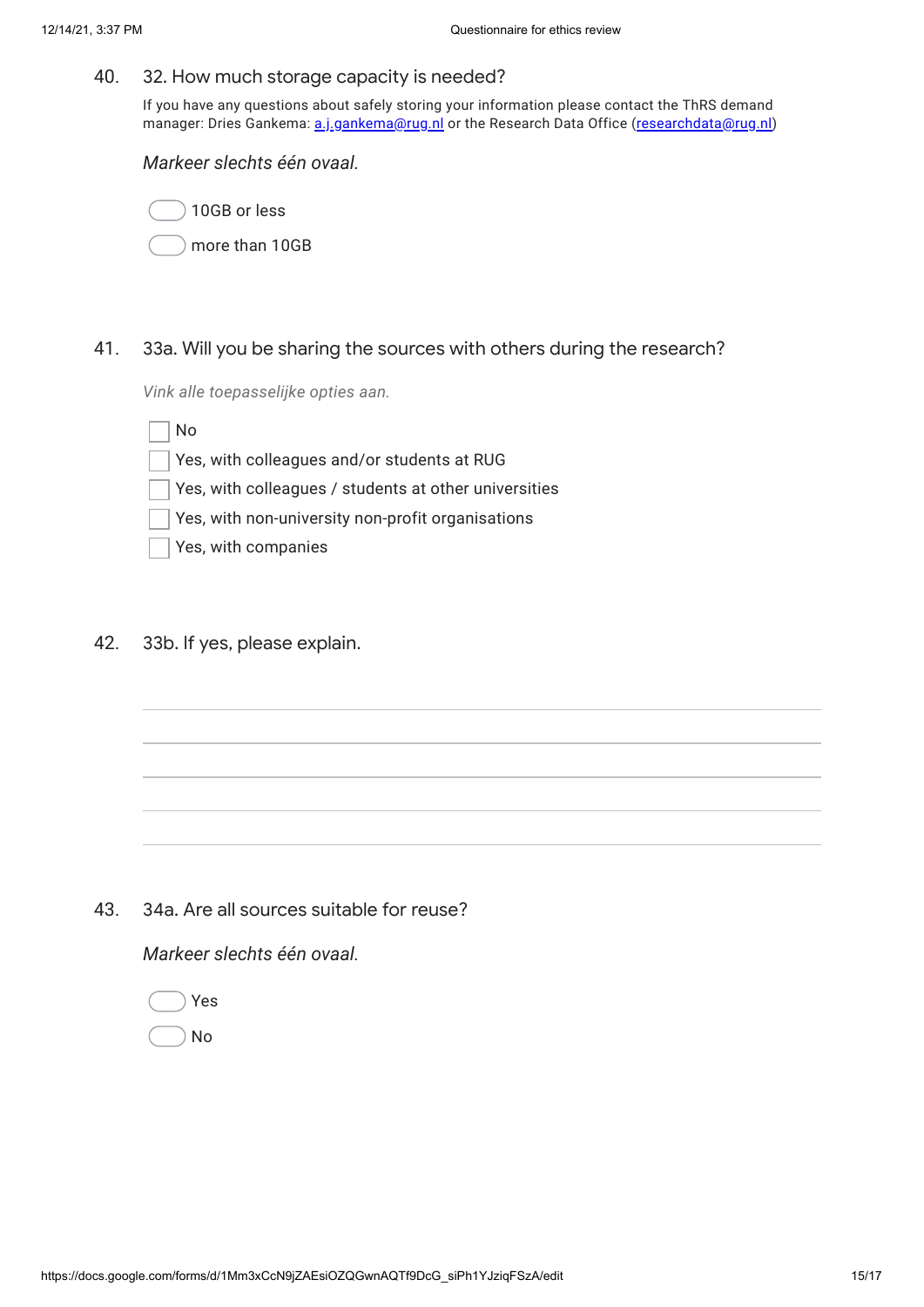40. 32. How much storage capacity is needed?

If you have any questions about safely storing your information please contact the ThRS demand manager: Dries Gankema: [a.j.gankema@rug.nl](mailto:a.j.gankema@rug.nl) or the Research Data Office ([researchdata@rug.nl](mailto:researchdata@rug.nl))

*Markeer slechts één ovaal.*

- ◯ 10GB or less
- ◯ more than 10GB

41. 33a. Will you be sharing the sources with others during the research?

*Vink alle toepasselijke opties aan.*

- ☐ No
- ☐ Yes, with colleagues and/or students at RUG
- ☐ Yes, with colleagues / students at other universities
- ☐ Yes, with non-university non-profit organisations
- ☐ Yes, with companies

42. 33b. If yes, please explain.

_______________________________________________

_______________________________________________

_______________________________________________

_______________________________________________

_______________________________________________

43. 34a. Are all sources suitable for reuse?

*Markeer slechts één ovaal.*

- ◯ Yes
- ◯ No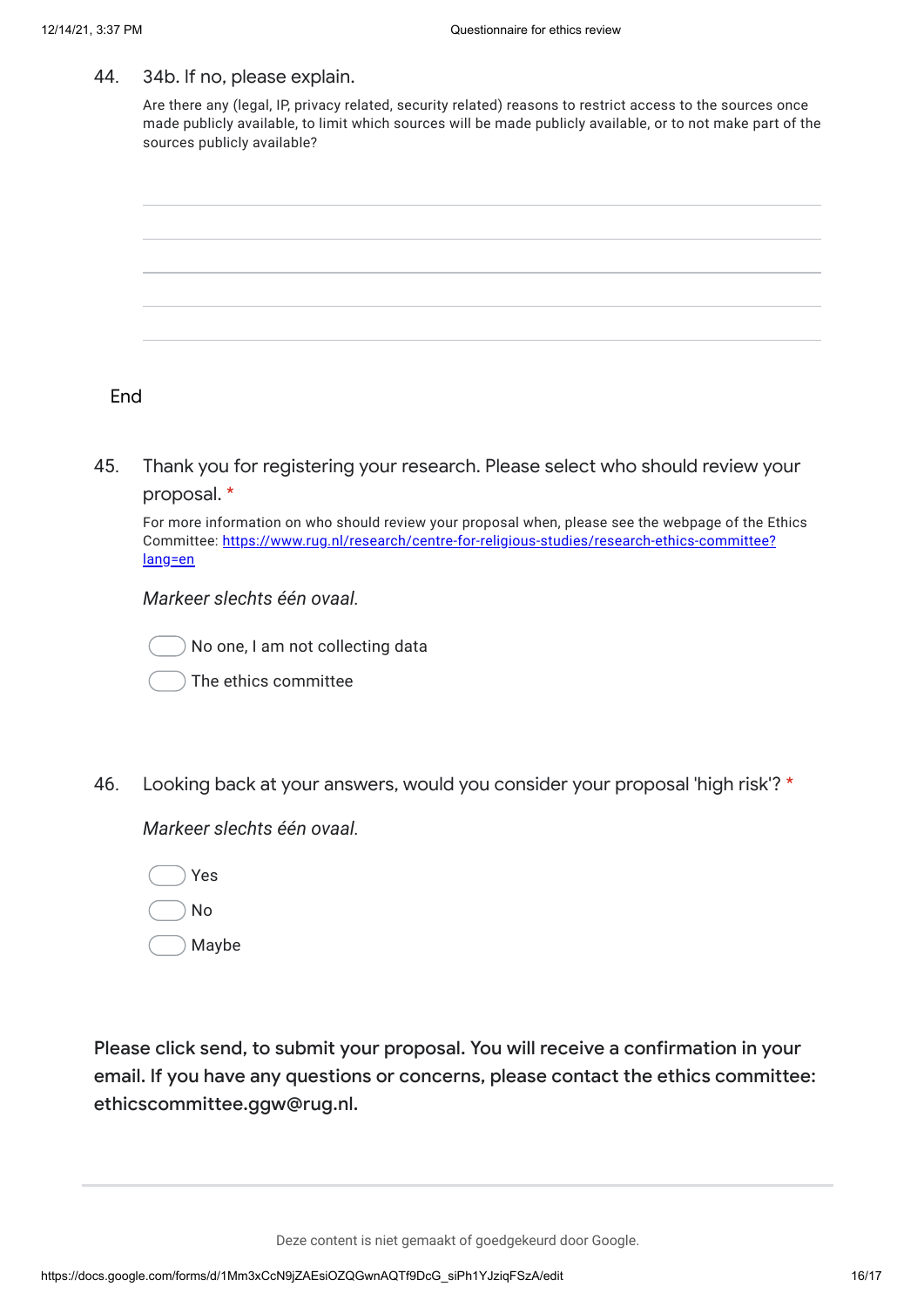44. 34b. If no, please explain.

Are there any (legal, IP, privacy related, security related) reasons to restrict access to the sources once made publicly available, to limit which sources will be made publicly available, or to not make part of the sources publicly available?

## End

45. Thank you for registering your research. Please select who should review your proposal. *

For more information on who should review your proposal when, please see the webpage of the Ethics Committee: [https://www.rug.nl/research/centre-for-religious-studies/research-ethics-committee?lang=en](https://www.rug.nl/research/centre-for-religious-studies/research-ethics-committee?lang=en)

*Markeer slechts één ovaal.*

- No one, I am not collecting data
- The ethics committee

46. Looking back at your answers, would you consider your proposal 'high risk'? *

*Markeer slechts één ovaal.*

- Yes
- No
- Maybe

**Please click send, to submit your proposal. You will receive a confirmation in your email. If you have any questions or concerns, please contact the ethics committee: ethicscommittee.ggw@rug.nl.**

Deze content is niet gemaakt of goedgekeurd door Google.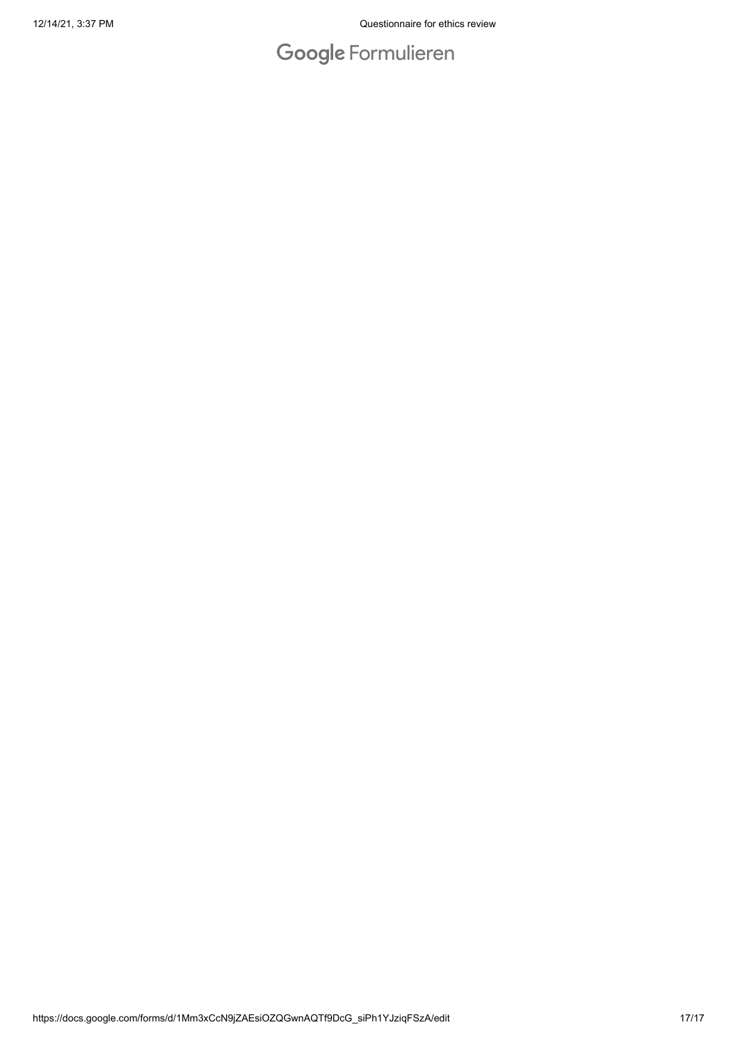Google Formulieren